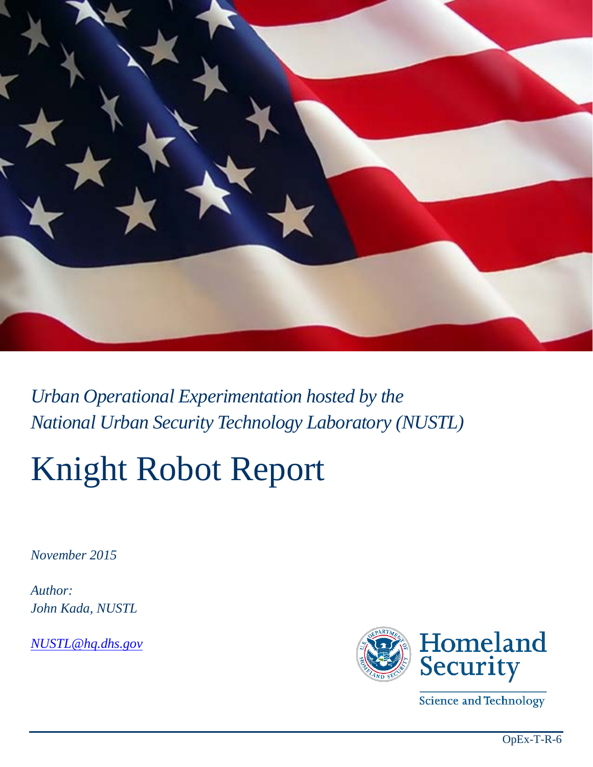*Urban Operational Experimentation hosted by the National Urban Security Technology Laboratory (NUSTL)*

# Knight Robot Report

*November 2015*

*Author:*
*John Kada, NUSTL*

*NUSTL@hq.dhs.gov*

Homeland Security

Science and Technology

OpEx-T-R-6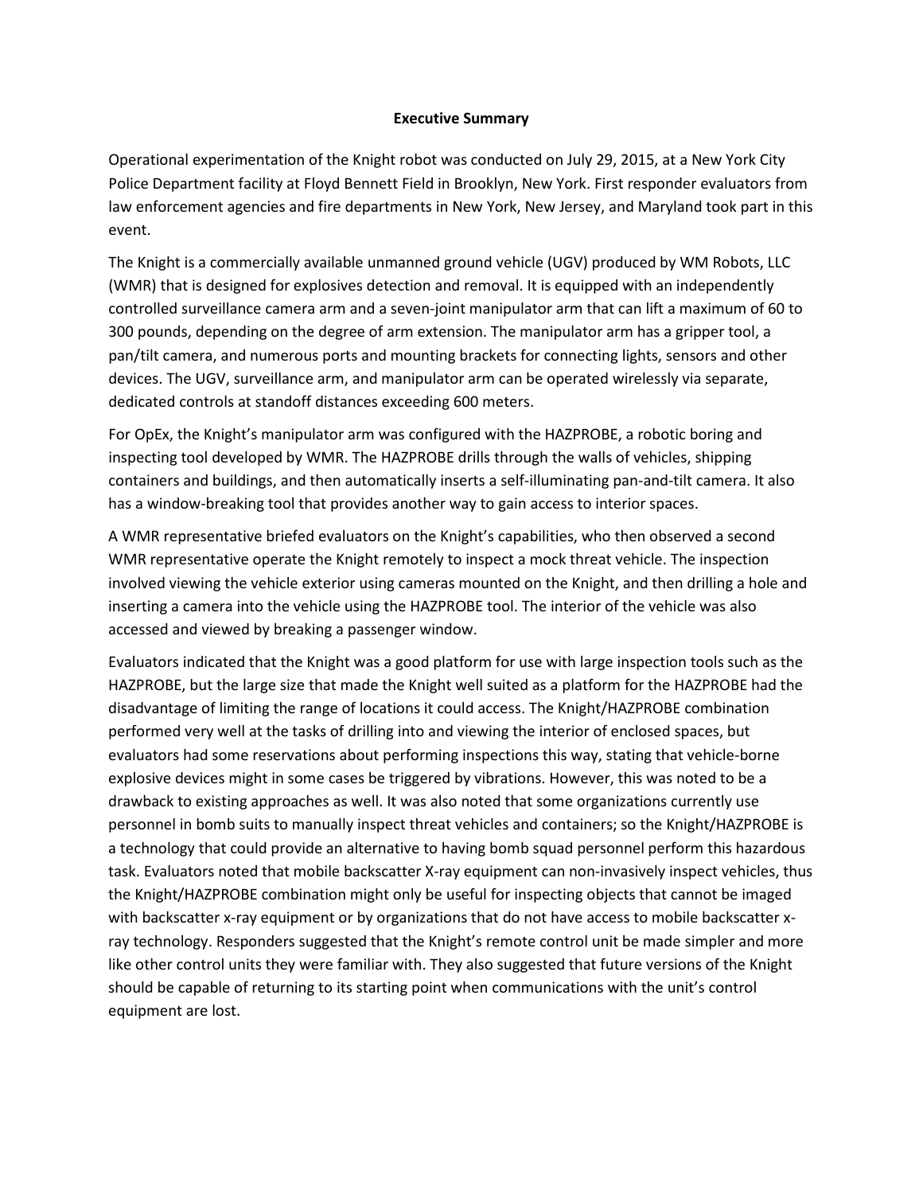## Executive Summary

Operational experimentation of the Knight robot was conducted on July 29, 2015, at a New York City Police Department facility at Floyd Bennett Field in Brooklyn, New York. First responder evaluators from law enforcement agencies and fire departments in New York, New Jersey, and Maryland took part in this event.

The Knight is a commercially available unmanned ground vehicle (UGV) produced by WM Robots, LLC (WMR) that is designed for explosives detection and removal. It is equipped with an independently controlled surveillance camera arm and a seven-joint manipulator arm that can lift a maximum of 60 to 300 pounds, depending on the degree of arm extension. The manipulator arm has a gripper tool, a pan/tilt camera, and numerous ports and mounting brackets for connecting lights, sensors and other devices. The UGV, surveillance arm, and manipulator arm can be operated wirelessly via separate, dedicated controls at standoff distances exceeding 600 meters.

For OpEx, the Knight's manipulator arm was configured with the HAZPROBE, a robotic boring and inspecting tool developed by WMR. The HAZPROBE drills through the walls of vehicles, shipping containers and buildings, and then automatically inserts a self-illuminating pan-and-tilt camera. It also has a window-breaking tool that provides another way to gain access to interior spaces.

A WMR representative briefed evaluators on the Knight's capabilities, who then observed a second WMR representative operate the Knight remotely to inspect a mock threat vehicle. The inspection involved viewing the vehicle exterior using cameras mounted on the Knight, and then drilling a hole and inserting a camera into the vehicle using the HAZPROBE tool. The interior of the vehicle was also accessed and viewed by breaking a passenger window.

Evaluators indicated that the Knight was a good platform for use with large inspection tools such as the HAZPROBE, but the large size that made the Knight well suited as a platform for the HAZPROBE had the disadvantage of limiting the range of locations it could access. The Knight/HAZPROBE combination performed very well at the tasks of drilling into and viewing the interior of enclosed spaces, but evaluators had some reservations about performing inspections this way, stating that vehicle-borne explosive devices might in some cases be triggered by vibrations. However, this was noted to be a drawback to existing approaches as well. It was also noted that some organizations currently use personnel in bomb suits to manually inspect threat vehicles and containers; so the Knight/HAZPROBE is a technology that could provide an alternative to having bomb squad personnel perform this hazardous task. Evaluators noted that mobile backscatter X-ray equipment can non-invasively inspect vehicles, thus the Knight/HAZPROBE combination might only be useful for inspecting objects that cannot be imaged with backscatter x-ray equipment or by organizations that do not have access to mobile backscatter x-ray technology. Responders suggested that the Knight's remote control unit be made simpler and more like other control units they were familiar with. They also suggested that future versions of the Knight should be capable of returning to its starting point when communications with the unit's control equipment are lost.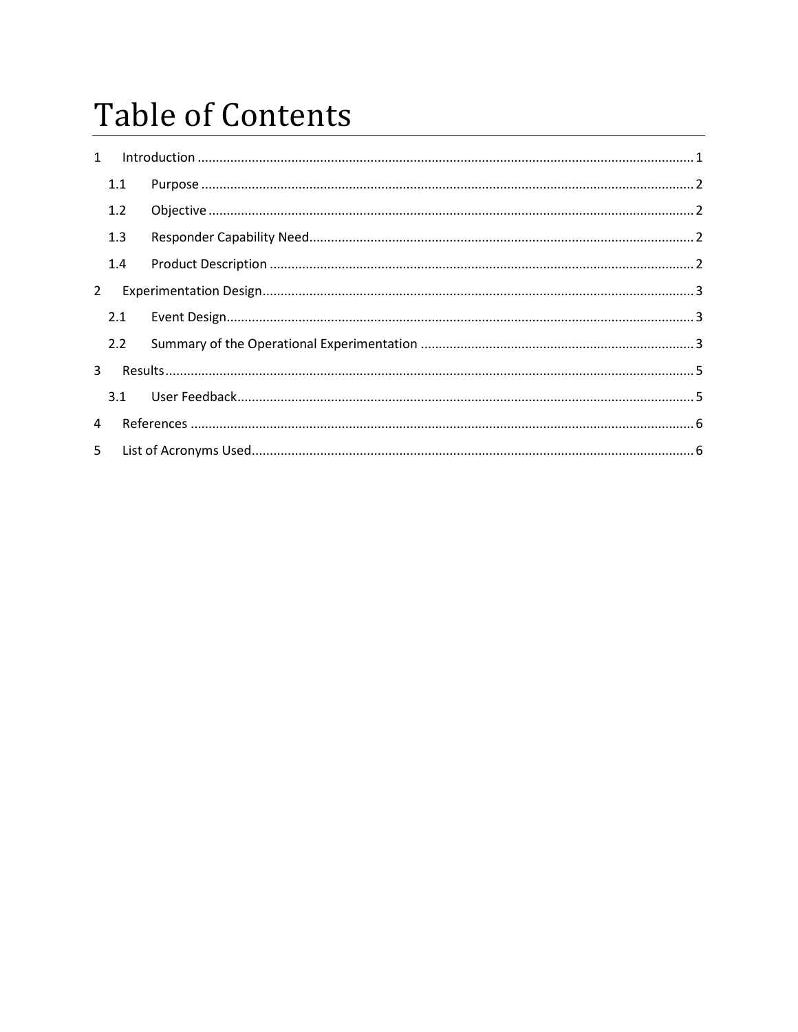# Table of Contents

1 Introduction ........................................................................................................................................ 1

&nbsp;&nbsp;&nbsp;&nbsp;1.1 Purpose ....................................................................................................................................... 2

&nbsp;&nbsp;&nbsp;&nbsp;1.2 Objective ..................................................................................................................................... 2

&nbsp;&nbsp;&nbsp;&nbsp;1.3 Responder Capability Need.......................................................................................................... 2

&nbsp;&nbsp;&nbsp;&nbsp;1.4 Product Description ..................................................................................................................... 2

2 Experimentation Design...................................................................................................................... 3

&nbsp;&nbsp;&nbsp;&nbsp;2.1 Event Design................................................................................................................................ 3

&nbsp;&nbsp;&nbsp;&nbsp;2.2 Summary of the Operational Experimentation ........................................................................... 3

3 Results................................................................................................................................................. 5

&nbsp;&nbsp;&nbsp;&nbsp;3.1 User Feedback............................................................................................................................. 5

4 References .......................................................................................................................................... 6

5 List of Acronyms Used.......................................................................................................................... 6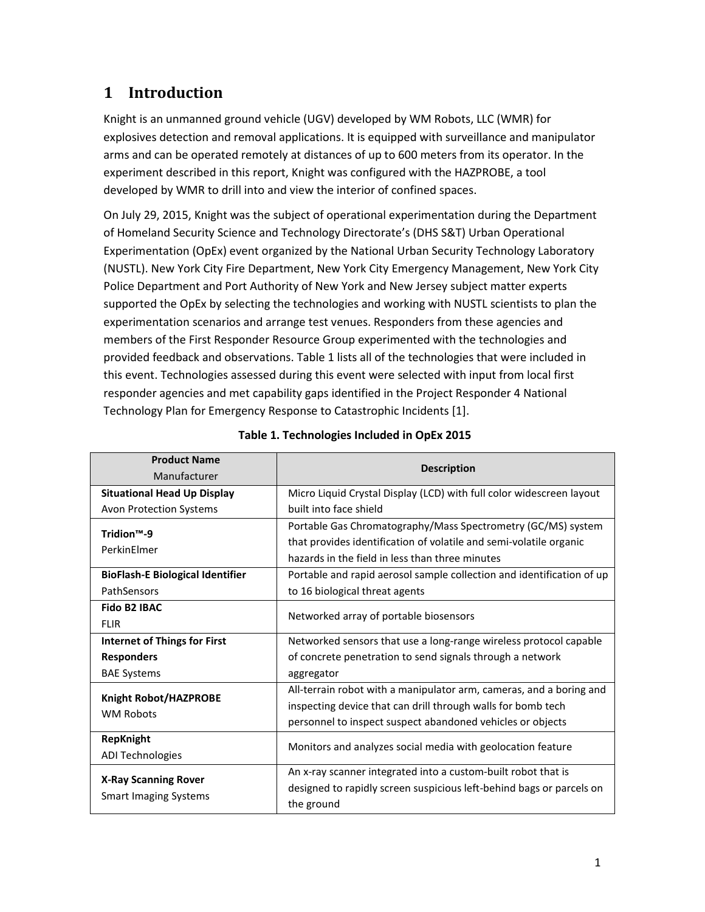# 1 Introduction

Knight is an unmanned ground vehicle (UGV) developed by WM Robots, LLC (WMR) for explosives detection and removal applications. It is equipped with surveillance and manipulator arms and can be operated remotely at distances of up to 600 meters from its operator. In the experiment described in this report, Knight was configured with the HAZPROBE, a tool developed by WMR to drill into and view the interior of confined spaces.

On July 29, 2015, Knight was the subject of operational experimentation during the Department of Homeland Security Science and Technology Directorate's (DHS S&T) Urban Operational Experimentation (OpEx) event organized by the National Urban Security Technology Laboratory (NUSTL). New York City Fire Department, New York City Emergency Management, New York City Police Department and Port Authority of New York and New Jersey subject matter experts supported the OpEx by selecting the technologies and working with NUSTL scientists to plan the experimentation scenarios and arrange test venues. Responders from these agencies and members of the First Responder Resource Group experimented with the technologies and provided feedback and observations. Table 1 lists all of the technologies that were included in this event. Technologies assessed during this event were selected with input from local first responder agencies and met capability gaps identified in the Project Responder 4 National Technology Plan for Emergency Response to Catastrophic Incidents [1].

**Table 1. Technologies Included in OpEx 2015**

| **Product Name** Manufacturer | **Description** |
|---|---|
| **Situational Head Up Display** Avon Protection Systems | Micro Liquid Crystal Display (LCD) with full color widescreen layout built into face shield |
| **Tridion™-9** PerkinElmer | Portable Gas Chromatography/Mass Spectrometry (GC/MS) system that provides identification of volatile and semi-volatile organic hazards in the field in less than three minutes |
| **BioFlash-E Biological Identifier** PathSensors | Portable and rapid aerosol sample collection and identification of up to 16 biological threat agents |
| **Fido B2 IBAC** FLIR | Networked array of portable biosensors |
| **Internet of Things for First Responders** BAE Systems | Networked sensors that use a long-range wireless protocol capable of concrete penetration to send signals through a network aggregator |
| **Knight Robot/HAZPROBE** WM Robots | All-terrain robot with a manipulator arm, cameras, and a boring and inspecting device that can drill through walls for bomb tech personnel to inspect suspect abandoned vehicles or objects |
| **RepKnight** ADI Technologies | Monitors and analyzes social media with geolocation feature |
| **X-Ray Scanning Rover** Smart Imaging Systems | An x-ray scanner integrated into a custom-built robot that is designed to rapidly screen suspicious left-behind bags or parcels on the ground |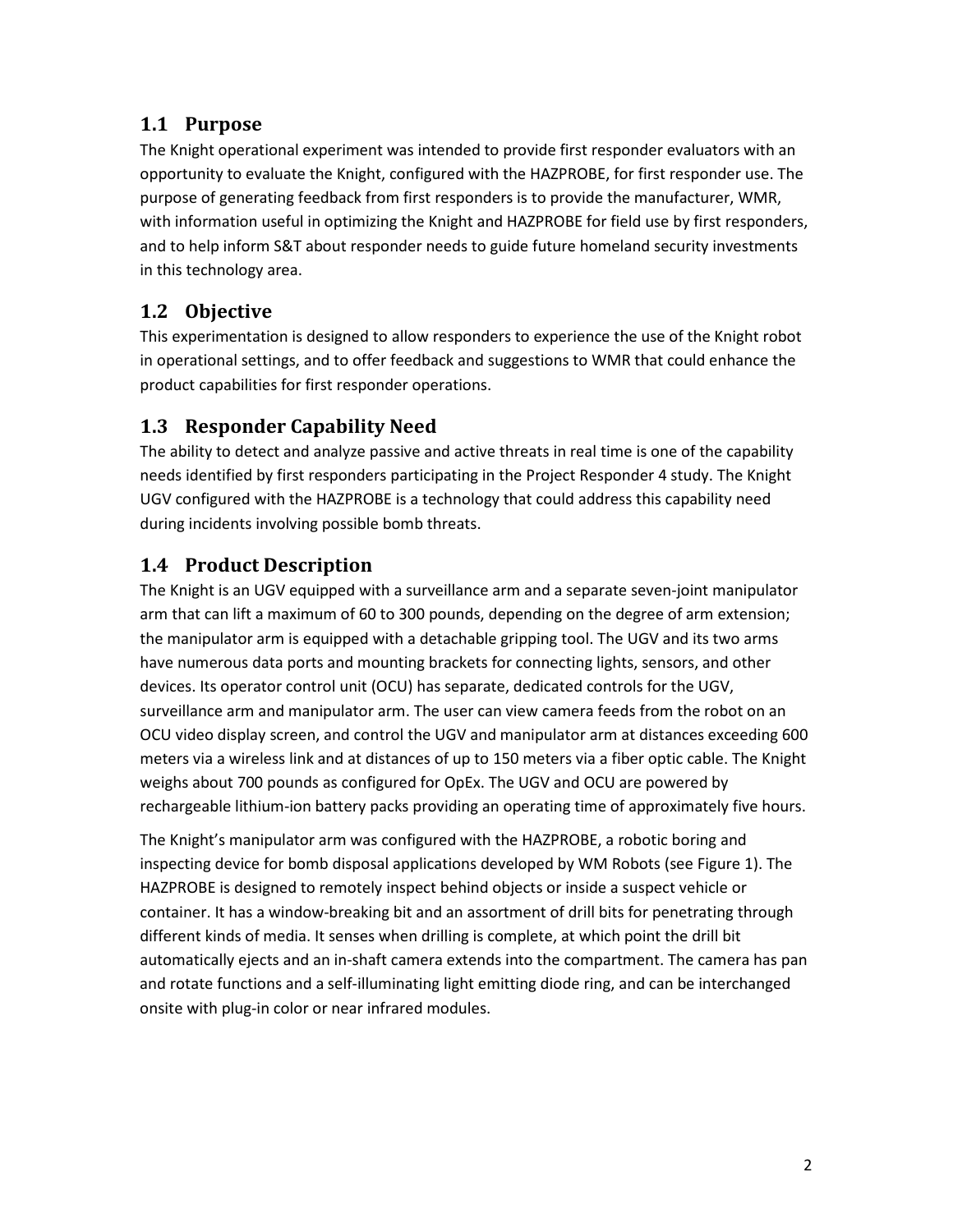## 1.1 Purpose

The Knight operational experiment was intended to provide first responder evaluators with an opportunity to evaluate the Knight, configured with the HAZPROBE, for first responder use. The purpose of generating feedback from first responders is to provide the manufacturer, WMR, with information useful in optimizing the Knight and HAZPROBE for field use by first responders, and to help inform S&T about responder needs to guide future homeland security investments in this technology area.

## 1.2 Objective

This experimentation is designed to allow responders to experience the use of the Knight robot in operational settings, and to offer feedback and suggestions to WMR that could enhance the product capabilities for first responder operations.

## 1.3 Responder Capability Need

The ability to detect and analyze passive and active threats in real time is one of the capability needs identified by first responders participating in the Project Responder 4 study. The Knight UGV configured with the HAZPROBE is a technology that could address this capability need during incidents involving possible bomb threats.

## 1.4 Product Description

The Knight is an UGV equipped with a surveillance arm and a separate seven-joint manipulator arm that can lift a maximum of 60 to 300 pounds, depending on the degree of arm extension; the manipulator arm is equipped with a detachable gripping tool. The UGV and its two arms have numerous data ports and mounting brackets for connecting lights, sensors, and other devices. Its operator control unit (OCU) has separate, dedicated controls for the UGV, surveillance arm and manipulator arm. The user can view camera feeds from the robot on an OCU video display screen, and control the UGV and manipulator arm at distances exceeding 600 meters via a wireless link and at distances of up to 150 meters via a fiber optic cable. The Knight weighs about 700 pounds as configured for OpEx. The UGV and OCU are powered by rechargeable lithium-ion battery packs providing an operating time of approximately five hours.

The Knight's manipulator arm was configured with the HAZPROBE, a robotic boring and inspecting device for bomb disposal applications developed by WM Robots (see Figure 1). The HAZPROBE is designed to remotely inspect behind objects or inside a suspect vehicle or container. It has a window-breaking bit and an assortment of drill bits for penetrating through different kinds of media. It senses when drilling is complete, at which point the drill bit automatically ejects and an in-shaft camera extends into the compartment. The camera has pan and rotate functions and a self-illuminating light emitting diode ring, and can be interchanged onsite with plug-in color or near infrared modules.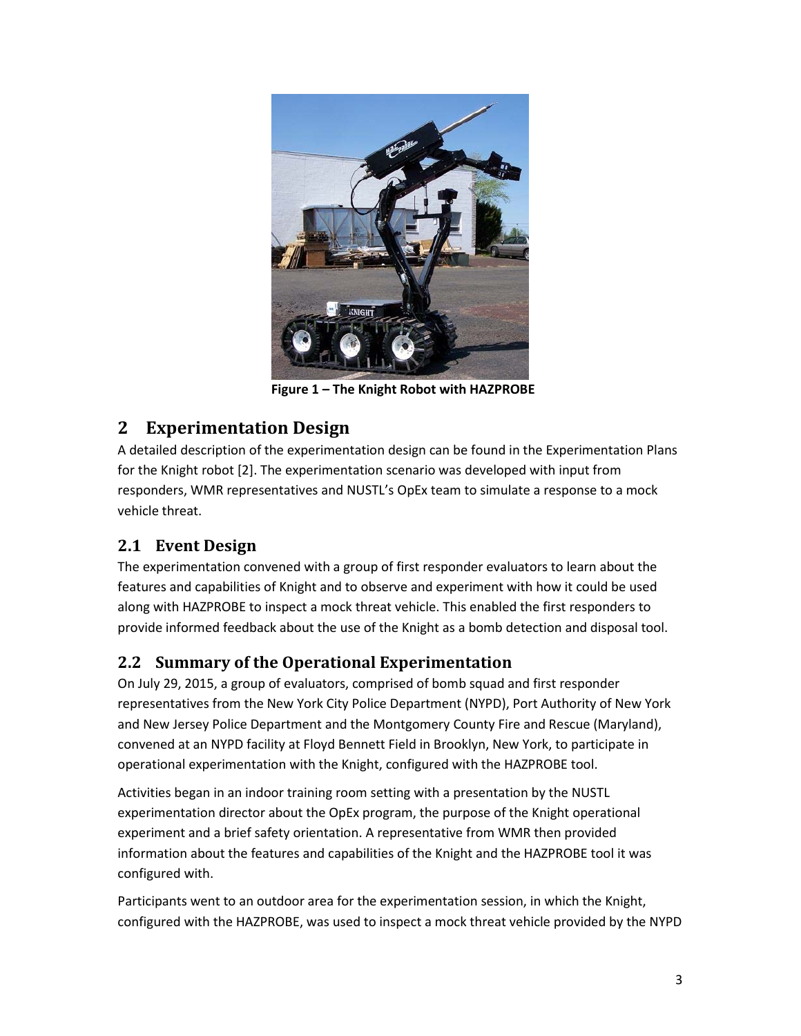**Figure 1 – The Knight Robot with HAZPROBE**

## 2 Experimentation Design

A detailed description of the experimentation design can be found in the Experimentation Plans for the Knight robot [2]. The experimentation scenario was developed with input from responders, WMR representatives and NUSTL's OpEx team to simulate a response to a mock vehicle threat.

### 2.1 Event Design

The experimentation convened with a group of first responder evaluators to learn about the features and capabilities of Knight and to observe and experiment with how it could be used along with HAZPROBE to inspect a mock threat vehicle. This enabled the first responders to provide informed feedback about the use of the Knight as a bomb detection and disposal tool.

### 2.2 Summary of the Operational Experimentation

On July 29, 2015, a group of evaluators, comprised of bomb squad and first responder representatives from the New York City Police Department (NYPD), Port Authority of New York and New Jersey Police Department and the Montgomery County Fire and Rescue (Maryland), convened at an NYPD facility at Floyd Bennett Field in Brooklyn, New York, to participate in operational experimentation with the Knight, configured with the HAZPROBE tool.

Activities began in an indoor training room setting with a presentation by the NUSTL experimentation director about the OpEx program, the purpose of the Knight operational experiment and a brief safety orientation. A representative from WMR then provided information about the features and capabilities of the Knight and the HAZPROBE tool it was configured with.

Participants went to an outdoor area for the experimentation session, in which the Knight, configured with the HAZPROBE, was used to inspect a mock threat vehicle provided by the NYPD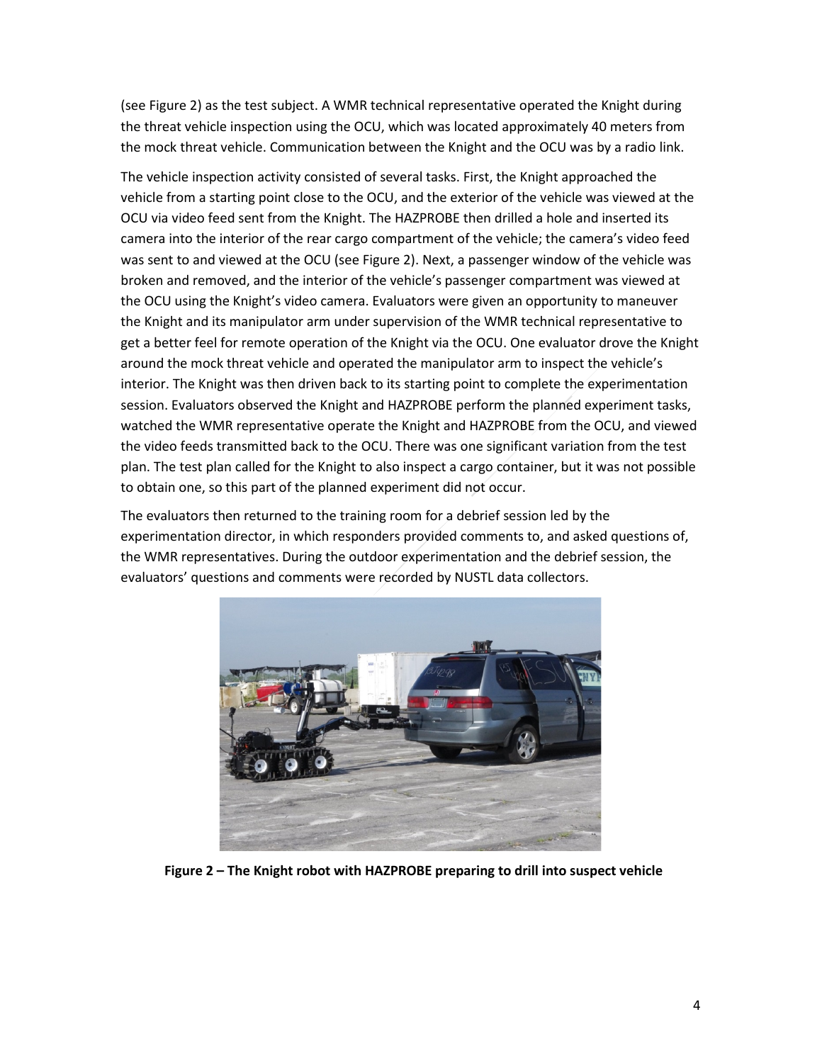(see Figure 2) as the test subject. A WMR technical representative operated the Knight during the threat vehicle inspection using the OCU, which was located approximately 40 meters from the mock threat vehicle. Communication between the Knight and the OCU was by a radio link.

The vehicle inspection activity consisted of several tasks. First, the Knight approached the vehicle from a starting point close to the OCU, and the exterior of the vehicle was viewed at the OCU via video feed sent from the Knight. The HAZPROBE then drilled a hole and inserted its camera into the interior of the rear cargo compartment of the vehicle; the camera's video feed was sent to and viewed at the OCU (see Figure 2). Next, a passenger window of the vehicle was broken and removed, and the interior of the vehicle's passenger compartment was viewed at the OCU using the Knight's video camera. Evaluators were given an opportunity to maneuver the Knight and its manipulator arm under supervision of the WMR technical representative to get a better feel for remote operation of the Knight via the OCU. One evaluator drove the Knight around the mock threat vehicle and operated the manipulator arm to inspect the vehicle's interior. The Knight was then driven back to its starting point to complete the experimentation session. Evaluators observed the Knight and HAZPROBE perform the planned experiment tasks, watched the WMR representative operate the Knight and HAZPROBE from the OCU, and viewed the video feeds transmitted back to the OCU. There was one significant variation from the test plan. The test plan called for the Knight to also inspect a cargo container, but it was not possible to obtain one, so this part of the planned experiment did not occur.

The evaluators then returned to the training room for a debrief session led by the experimentation director, in which responders provided comments to, and asked questions of, the WMR representatives. During the outdoor experimentation and the debrief session, the evaluators' questions and comments were recorded by NUSTL data collectors.

**Figure 2 – The Knight robot with HAZPROBE preparing to drill into suspect vehicle**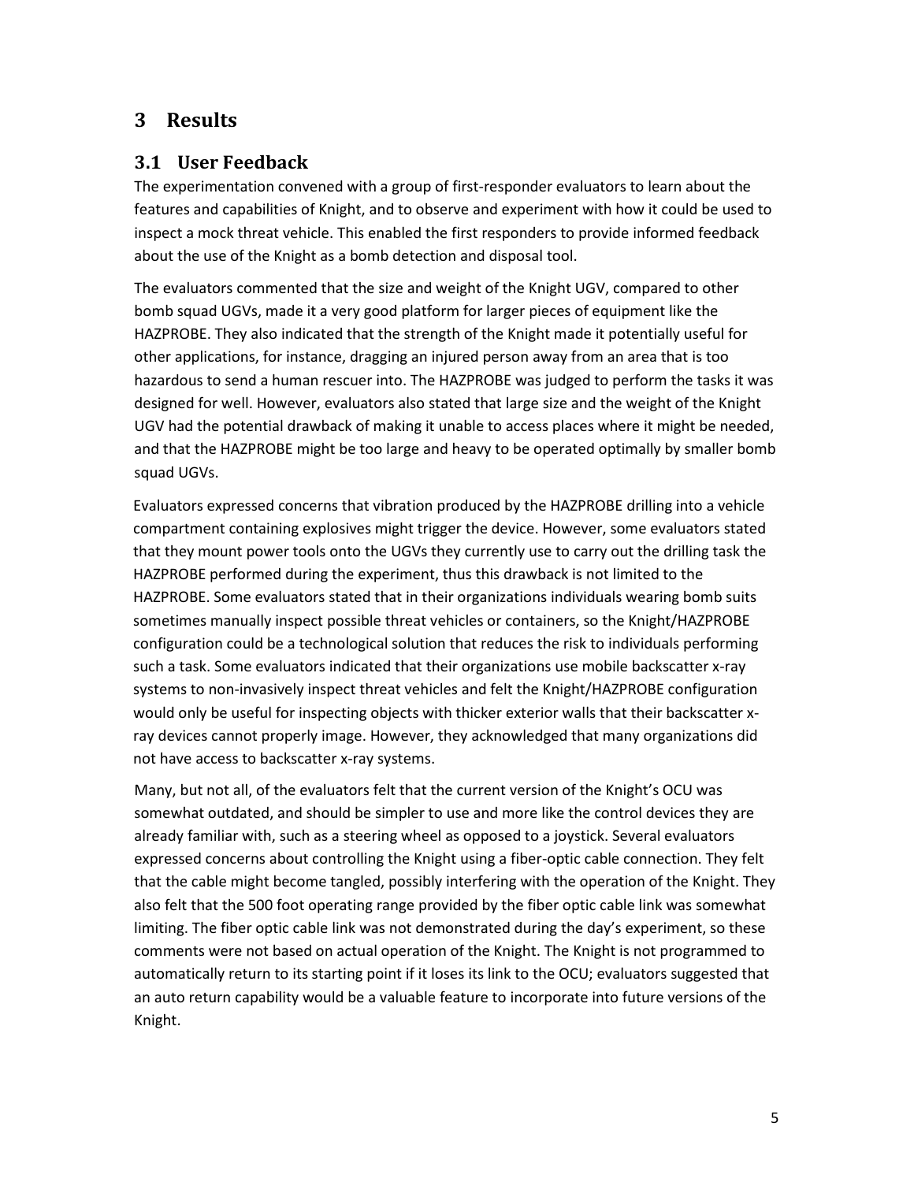# 3 Results

## 3.1 User Feedback

The experimentation convened with a group of first-responder evaluators to learn about the features and capabilities of Knight, and to observe and experiment with how it could be used to inspect a mock threat vehicle. This enabled the first responders to provide informed feedback about the use of the Knight as a bomb detection and disposal tool.

The evaluators commented that the size and weight of the Knight UGV, compared to other bomb squad UGVs, made it a very good platform for larger pieces of equipment like the HAZPROBE. They also indicated that the strength of the Knight made it potentially useful for other applications, for instance, dragging an injured person away from an area that is too hazardous to send a human rescuer into. The HAZPROBE was judged to perform the tasks it was designed for well. However, evaluators also stated that large size and the weight of the Knight UGV had the potential drawback of making it unable to access places where it might be needed, and that the HAZPROBE might be too large and heavy to be operated optimally by smaller bomb squad UGVs.

Evaluators expressed concerns that vibration produced by the HAZPROBE drilling into a vehicle compartment containing explosives might trigger the device. However, some evaluators stated that they mount power tools onto the UGVs they currently use to carry out the drilling task the HAZPROBE performed during the experiment, thus this drawback is not limited to the HAZPROBE. Some evaluators stated that in their organizations individuals wearing bomb suits sometimes manually inspect possible threat vehicles or containers, so the Knight/HAZPROBE configuration could be a technological solution that reduces the risk to individuals performing such a task. Some evaluators indicated that their organizations use mobile backscatter x-ray systems to non-invasively inspect threat vehicles and felt the Knight/HAZPROBE configuration would only be useful for inspecting objects with thicker exterior walls that their backscatter x-ray devices cannot properly image. However, they acknowledged that many organizations did not have access to backscatter x-ray systems.

Many, but not all, of the evaluators felt that the current version of the Knight's OCU was somewhat outdated, and should be simpler to use and more like the control devices they are already familiar with, such as a steering wheel as opposed to a joystick. Several evaluators expressed concerns about controlling the Knight using a fiber-optic cable connection. They felt that the cable might become tangled, possibly interfering with the operation of the Knight. They also felt that the 500 foot operating range provided by the fiber optic cable link was somewhat limiting. The fiber optic cable link was not demonstrated during the day's experiment, so these comments were not based on actual operation of the Knight. The Knight is not programmed to automatically return to its starting point if it loses its link to the OCU; evaluators suggested that an auto return capability would be a valuable feature to incorporate into future versions of the Knight.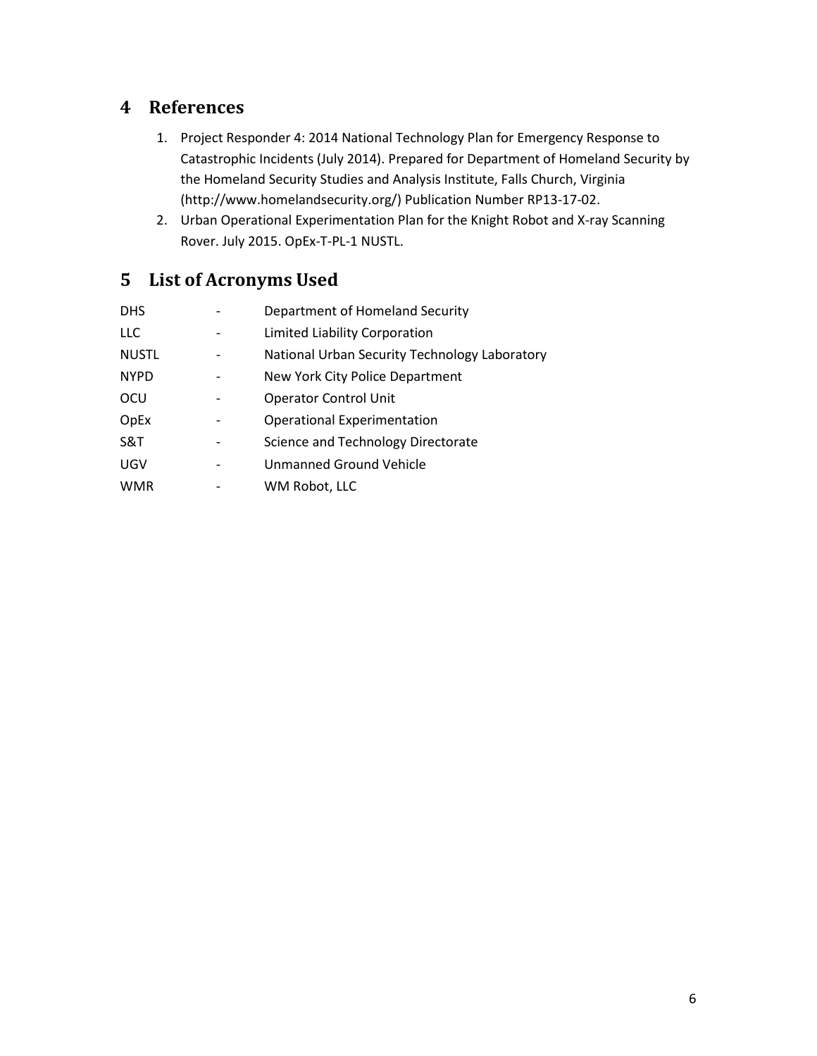# 4 References

1. Project Responder 4: 2014 National Technology Plan for Emergency Response to Catastrophic Incidents (July 2014). Prepared for Department of Homeland Security by the Homeland Security Studies and Analysis Institute, Falls Church, Virginia (http://www.homelandsecurity.org/) Publication Number RP13-17-02.
2. Urban Operational Experimentation Plan for the Knight Robot and X-ray Scanning Rover. July 2015. OpEx-T-PL-1 NUSTL.

# 5 List of Acronyms Used

| | | |
|---|---|---|
| DHS | - | Department of Homeland Security |
| LLC | - | Limited Liability Corporation |
| NUSTL | - | National Urban Security Technology Laboratory |
| NYPD | - | New York City Police Department |
| OCU | - | Operator Control Unit |
| OpEx | - | Operational Experimentation |
| S&T | - | Science and Technology Directorate |
| UGV | - | Unmanned Ground Vehicle |
| WMR | - | WM Robot, LLC |